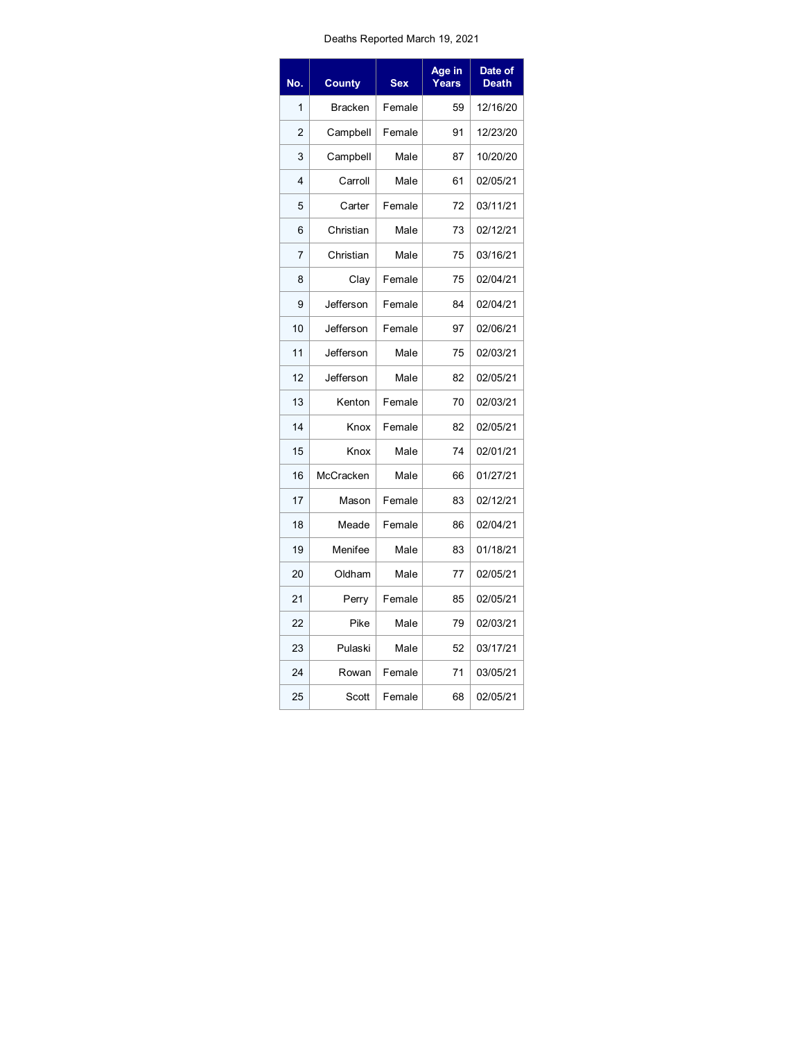Deaths Reported March 19, 2021

| No. | County | Sex | Age in Years | Date of Death |
|---|---|---|---|---|
| 1 | Bracken | Female | 59 | 12/16/20 |
| 2 | Campbell | Female | 91 | 12/23/20 |
| 3 | Campbell | Male | 87 | 10/20/20 |
| 4 | Carroll | Male | 61 | 02/05/21 |
| 5 | Carter | Female | 72 | 03/11/21 |
| 6 | Christian | Male | 73 | 02/12/21 |
| 7 | Christian | Male | 75 | 03/16/21 |
| 8 | Clay | Female | 75 | 02/04/21 |
| 9 | Jefferson | Female | 84 | 02/04/21 |
| 10 | Jefferson | Female | 97 | 02/06/21 |
| 11 | Jefferson | Male | 75 | 02/03/21 |
| 12 | Jefferson | Male | 82 | 02/05/21 |
| 13 | Kenton | Female | 70 | 02/03/21 |
| 14 | Knox | Female | 82 | 02/05/21 |
| 15 | Knox | Male | 74 | 02/01/21 |
| 16 | McCracken | Male | 66 | 01/27/21 |
| 17 | Mason | Female | 83 | 02/12/21 |
| 18 | Meade | Female | 86 | 02/04/21 |
| 19 | Menifee | Male | 83 | 01/18/21 |
| 20 | Oldham | Male | 77 | 02/05/21 |
| 21 | Perry | Female | 85 | 02/05/21 |
| 22 | Pike | Male | 79 | 02/03/21 |
| 23 | Pulaski | Male | 52 | 03/17/21 |
| 24 | Rowan | Female | 71 | 03/05/21 |
| 25 | Scott | Female | 68 | 02/05/21 |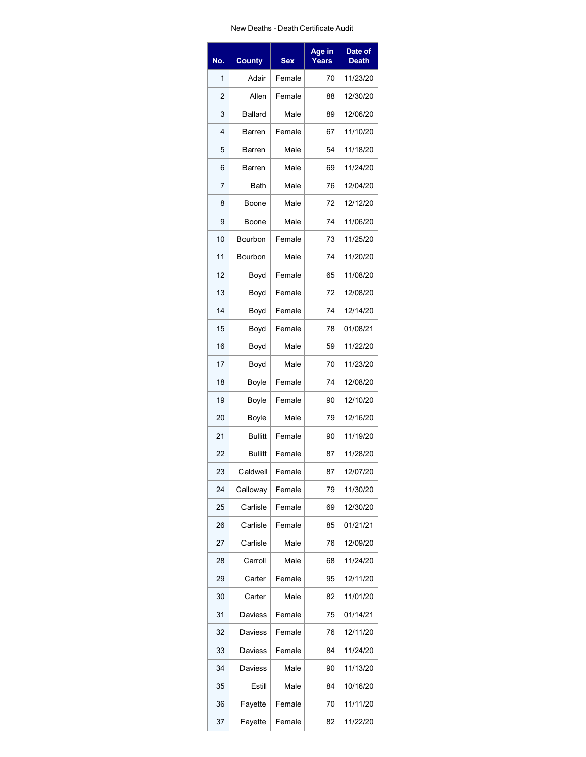New Deaths - Death Certificate Audit

| No. | County | Sex | Age in Years | Date of Death |
|---|---|---|---|---|
| 1 | Adair | Female | 70 | 11/23/20 |
| 2 | Allen | Female | 88 | 12/30/20 |
| 3 | Ballard | Male | 89 | 12/06/20 |
| 4 | Barren | Female | 67 | 11/10/20 |
| 5 | Barren | Male | 54 | 11/18/20 |
| 6 | Barren | Male | 69 | 11/24/20 |
| 7 | Bath | Male | 76 | 12/04/20 |
| 8 | Boone | Male | 72 | 12/12/20 |
| 9 | Boone | Male | 74 | 11/06/20 |
| 10 | Bourbon | Female | 73 | 11/25/20 |
| 11 | Bourbon | Male | 74 | 11/20/20 |
| 12 | Boyd | Female | 65 | 11/08/20 |
| 13 | Boyd | Female | 72 | 12/08/20 |
| 14 | Boyd | Female | 74 | 12/14/20 |
| 15 | Boyd | Female | 78 | 01/08/21 |
| 16 | Boyd | Male | 59 | 11/22/20 |
| 17 | Boyd | Male | 70 | 11/23/20 |
| 18 | Boyle | Female | 74 | 12/08/20 |
| 19 | Boyle | Female | 90 | 12/10/20 |
| 20 | Boyle | Male | 79 | 12/16/20 |
| 21 | Bullitt | Female | 90 | 11/19/20 |
| 22 | Bullitt | Female | 87 | 11/28/20 |
| 23 | Caldwell | Female | 87 | 12/07/20 |
| 24 | Calloway | Female | 79 | 11/30/20 |
| 25 | Carlisle | Female | 69 | 12/30/20 |
| 26 | Carlisle | Female | 85 | 01/21/21 |
| 27 | Carlisle | Male | 76 | 12/09/20 |
| 28 | Carroll | Male | 68 | 11/24/20 |
| 29 | Carter | Female | 95 | 12/11/20 |
| 30 | Carter | Male | 82 | 11/01/20 |
| 31 | Daviess | Female | 75 | 01/14/21 |
| 32 | Daviess | Female | 76 | 12/11/20 |
| 33 | Daviess | Female | 84 | 11/24/20 |
| 34 | Daviess | Male | 90 | 11/13/20 |
| 35 | Estill | Male | 84 | 10/16/20 |
| 36 | Fayette | Female | 70 | 11/11/20 |
| 37 | Fayette | Female | 82 | 11/22/20 |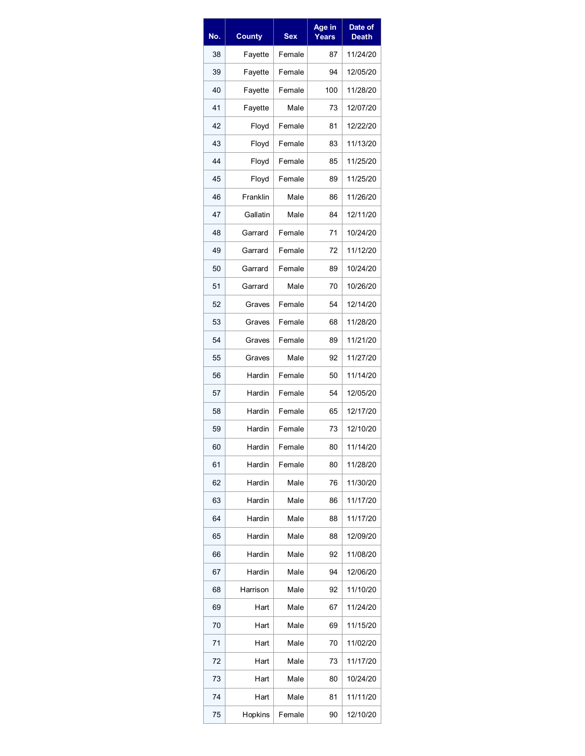| No. | County | Sex | Age in Years | Date of Death |
|---|---|---|---|---|
| 38 | Fayette | Female | 87 | 11/24/20 |
| 39 | Fayette | Female | 94 | 12/05/20 |
| 40 | Fayette | Female | 100 | 11/28/20 |
| 41 | Fayette | Male | 73 | 12/07/20 |
| 42 | Floyd | Female | 81 | 12/22/20 |
| 43 | Floyd | Female | 83 | 11/13/20 |
| 44 | Floyd | Female | 85 | 11/25/20 |
| 45 | Floyd | Female | 89 | 11/25/20 |
| 46 | Franklin | Male | 86 | 11/26/20 |
| 47 | Gallatin | Male | 84 | 12/11/20 |
| 48 | Garrard | Female | 71 | 10/24/20 |
| 49 | Garrard | Female | 72 | 11/12/20 |
| 50 | Garrard | Female | 89 | 10/24/20 |
| 51 | Garrard | Male | 70 | 10/26/20 |
| 52 | Graves | Female | 54 | 12/14/20 |
| 53 | Graves | Female | 68 | 11/28/20 |
| 54 | Graves | Female | 89 | 11/21/20 |
| 55 | Graves | Male | 92 | 11/27/20 |
| 56 | Hardin | Female | 50 | 11/14/20 |
| 57 | Hardin | Female | 54 | 12/05/20 |
| 58 | Hardin | Female | 65 | 12/17/20 |
| 59 | Hardin | Female | 73 | 12/10/20 |
| 60 | Hardin | Female | 80 | 11/14/20 |
| 61 | Hardin | Female | 80 | 11/28/20 |
| 62 | Hardin | Male | 76 | 11/30/20 |
| 63 | Hardin | Male | 86 | 11/17/20 |
| 64 | Hardin | Male | 88 | 11/17/20 |
| 65 | Hardin | Male | 88 | 12/09/20 |
| 66 | Hardin | Male | 92 | 11/08/20 |
| 67 | Hardin | Male | 94 | 12/06/20 |
| 68 | Harrison | Male | 92 | 11/10/20 |
| 69 | Hart | Male | 67 | 11/24/20 |
| 70 | Hart | Male | 69 | 11/15/20 |
| 71 | Hart | Male | 70 | 11/02/20 |
| 72 | Hart | Male | 73 | 11/17/20 |
| 73 | Hart | Male | 80 | 10/24/20 |
| 74 | Hart | Male | 81 | 11/11/20 |
| 75 | Hopkins | Female | 90 | 12/10/20 |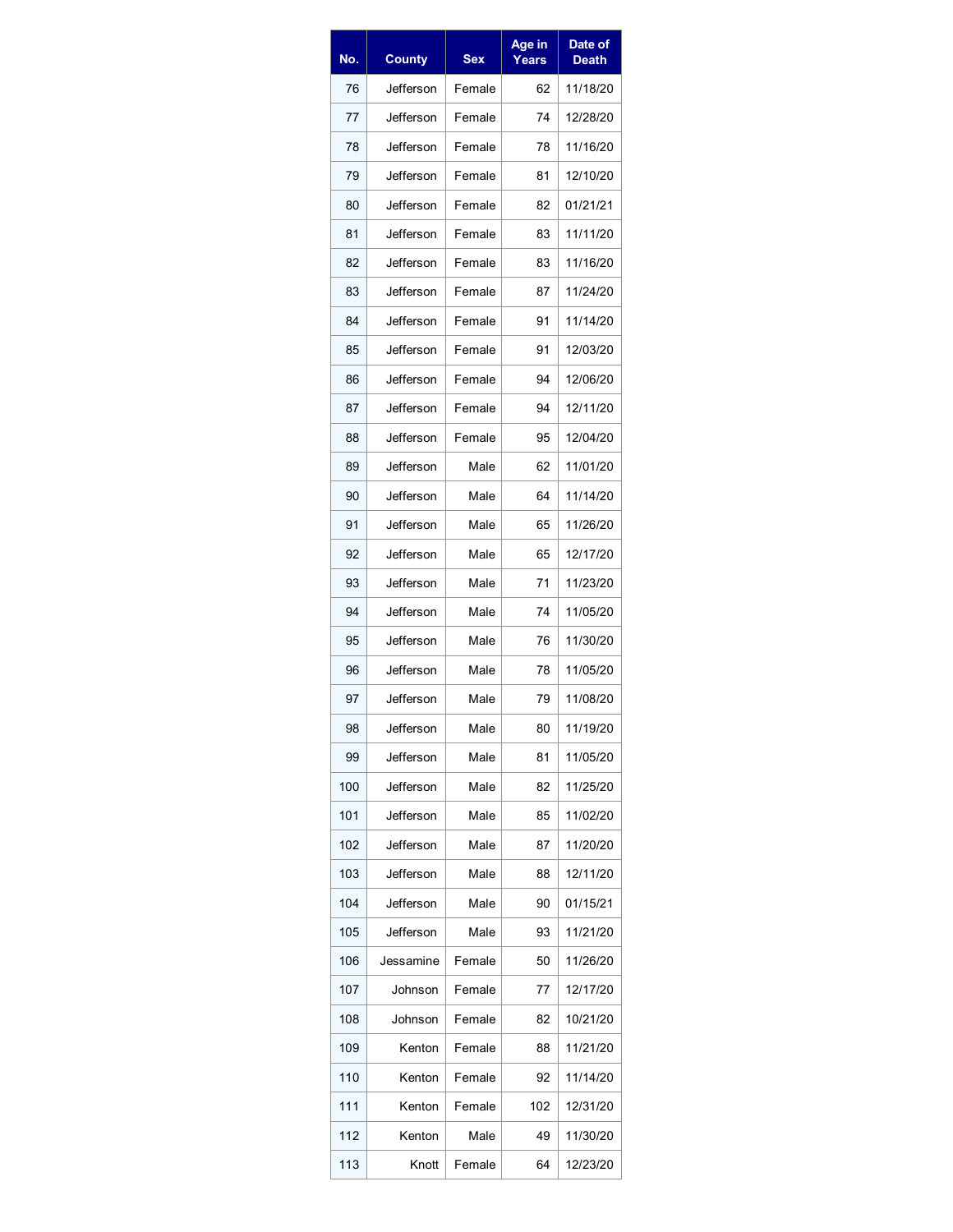| No. | County | Sex | Age in Years | Date of Death |
|---|---|---|---|---|
| 76 | Jefferson | Female | 62 | 11/18/20 |
| 77 | Jefferson | Female | 74 | 12/28/20 |
| 78 | Jefferson | Female | 78 | 11/16/20 |
| 79 | Jefferson | Female | 81 | 12/10/20 |
| 80 | Jefferson | Female | 82 | 01/21/21 |
| 81 | Jefferson | Female | 83 | 11/11/20 |
| 82 | Jefferson | Female | 83 | 11/16/20 |
| 83 | Jefferson | Female | 87 | 11/24/20 |
| 84 | Jefferson | Female | 91 | 11/14/20 |
| 85 | Jefferson | Female | 91 | 12/03/20 |
| 86 | Jefferson | Female | 94 | 12/06/20 |
| 87 | Jefferson | Female | 94 | 12/11/20 |
| 88 | Jefferson | Female | 95 | 12/04/20 |
| 89 | Jefferson | Male | 62 | 11/01/20 |
| 90 | Jefferson | Male | 64 | 11/14/20 |
| 91 | Jefferson | Male | 65 | 11/26/20 |
| 92 | Jefferson | Male | 65 | 12/17/20 |
| 93 | Jefferson | Male | 71 | 11/23/20 |
| 94 | Jefferson | Male | 74 | 11/05/20 |
| 95 | Jefferson | Male | 76 | 11/30/20 |
| 96 | Jefferson | Male | 78 | 11/05/20 |
| 97 | Jefferson | Male | 79 | 11/08/20 |
| 98 | Jefferson | Male | 80 | 11/19/20 |
| 99 | Jefferson | Male | 81 | 11/05/20 |
| 100 | Jefferson | Male | 82 | 11/25/20 |
| 101 | Jefferson | Male | 85 | 11/02/20 |
| 102 | Jefferson | Male | 87 | 11/20/20 |
| 103 | Jefferson | Male | 88 | 12/11/20 |
| 104 | Jefferson | Male | 90 | 01/15/21 |
| 105 | Jefferson | Male | 93 | 11/21/20 |
| 106 | Jessamine | Female | 50 | 11/26/20 |
| 107 | Johnson | Female | 77 | 12/17/20 |
| 108 | Johnson | Female | 82 | 10/21/20 |
| 109 | Kenton | Female | 88 | 11/21/20 |
| 110 | Kenton | Female | 92 | 11/14/20 |
| 111 | Kenton | Female | 102 | 12/31/20 |
| 112 | Kenton | Male | 49 | 11/30/20 |
| 113 | Knott | Female | 64 | 12/23/20 |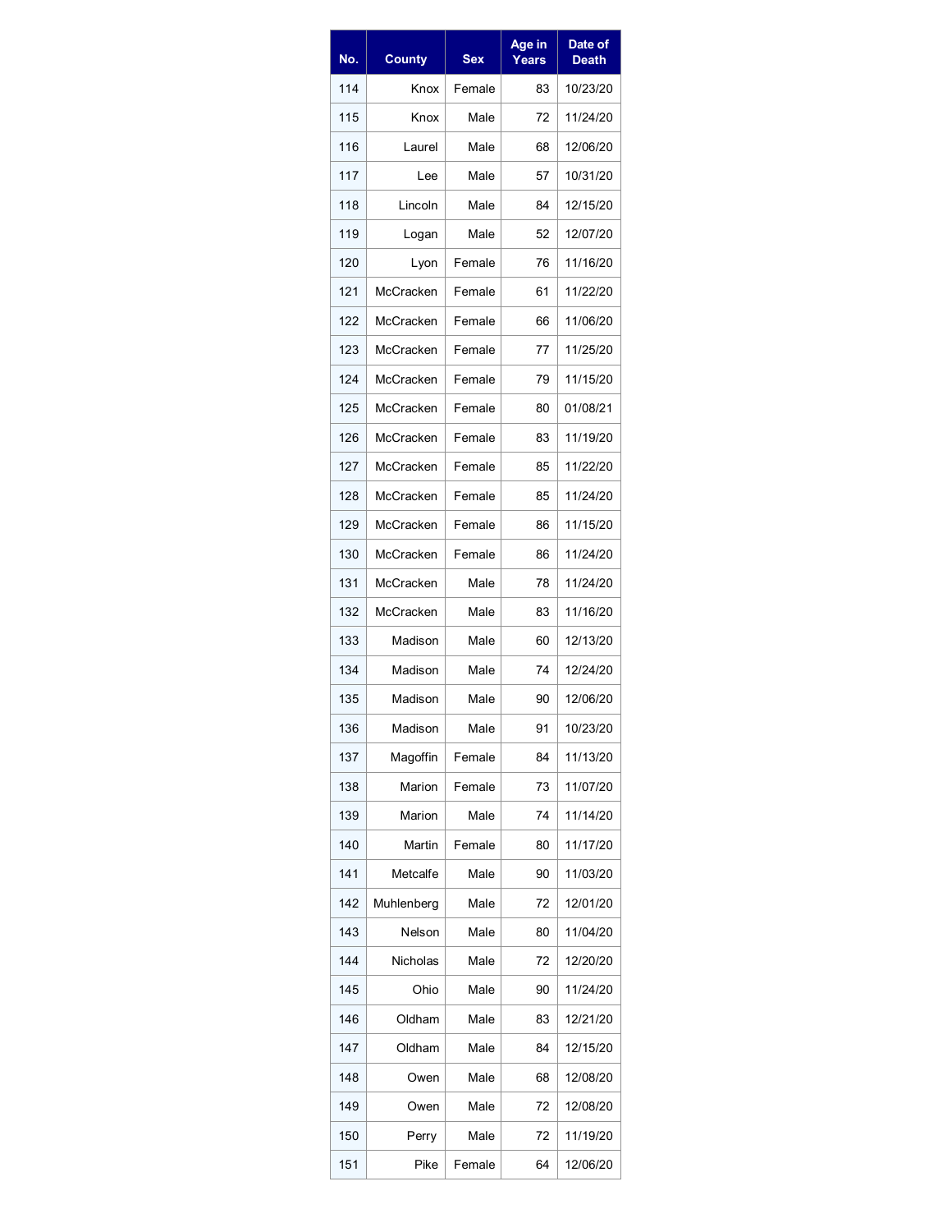| No. | County | Sex | Age in Years | Date of Death |
|---|---|---|---|---|
| 114 | Knox | Female | 83 | 10/23/20 |
| 115 | Knox | Male | 72 | 11/24/20 |
| 116 | Laurel | Male | 68 | 12/06/20 |
| 117 | Lee | Male | 57 | 10/31/20 |
| 118 | Lincoln | Male | 84 | 12/15/20 |
| 119 | Logan | Male | 52 | 12/07/20 |
| 120 | Lyon | Female | 76 | 11/16/20 |
| 121 | McCracken | Female | 61 | 11/22/20 |
| 122 | McCracken | Female | 66 | 11/06/20 |
| 123 | McCracken | Female | 77 | 11/25/20 |
| 124 | McCracken | Female | 79 | 11/15/20 |
| 125 | McCracken | Female | 80 | 01/08/21 |
| 126 | McCracken | Female | 83 | 11/19/20 |
| 127 | McCracken | Female | 85 | 11/22/20 |
| 128 | McCracken | Female | 85 | 11/24/20 |
| 129 | McCracken | Female | 86 | 11/15/20 |
| 130 | McCracken | Female | 86 | 11/24/20 |
| 131 | McCracken | Male | 78 | 11/24/20 |
| 132 | McCracken | Male | 83 | 11/16/20 |
| 133 | Madison | Male | 60 | 12/13/20 |
| 134 | Madison | Male | 74 | 12/24/20 |
| 135 | Madison | Male | 90 | 12/06/20 |
| 136 | Madison | Male | 91 | 10/23/20 |
| 137 | Magoffin | Female | 84 | 11/13/20 |
| 138 | Marion | Female | 73 | 11/07/20 |
| 139 | Marion | Male | 74 | 11/14/20 |
| 140 | Martin | Female | 80 | 11/17/20 |
| 141 | Metcalfe | Male | 90 | 11/03/20 |
| 142 | Muhlenberg | Male | 72 | 12/01/20 |
| 143 | Nelson | Male | 80 | 11/04/20 |
| 144 | Nicholas | Male | 72 | 12/20/20 |
| 145 | Ohio | Male | 90 | 11/24/20 |
| 146 | Oldham | Male | 83 | 12/21/20 |
| 147 | Oldham | Male | 84 | 12/15/20 |
| 148 | Owen | Male | 68 | 12/08/20 |
| 149 | Owen | Male | 72 | 12/08/20 |
| 150 | Perry | Male | 72 | 11/19/20 |
| 151 | Pike | Female | 64 | 12/06/20 |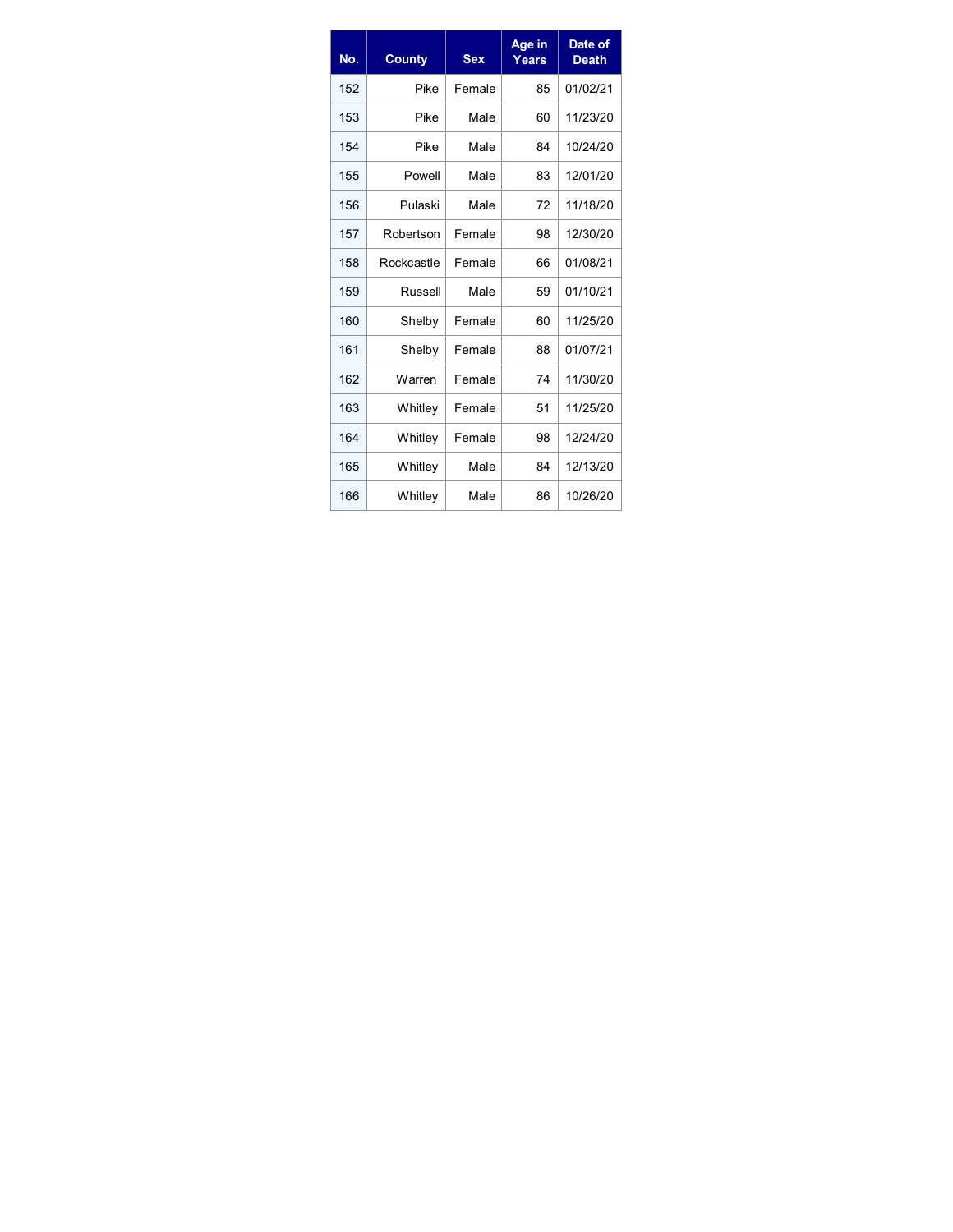| No. | County | Sex | Age in Years | Date of Death |
| --- | --- | --- | --- | --- |
| 152 | Pike | Female | 85 | 01/02/21 |
| 153 | Pike | Male | 60 | 11/23/20 |
| 154 | Pike | Male | 84 | 10/24/20 |
| 155 | Powell | Male | 83 | 12/01/20 |
| 156 | Pulaski | Male | 72 | 11/18/20 |
| 157 | Robertson | Female | 98 | 12/30/20 |
| 158 | Rockcastle | Female | 66 | 01/08/21 |
| 159 | Russell | Male | 59 | 01/10/21 |
| 160 | Shelby | Female | 60 | 11/25/20 |
| 161 | Shelby | Female | 88 | 01/07/21 |
| 162 | Warren | Female | 74 | 11/30/20 |
| 163 | Whitley | Female | 51 | 11/25/20 |
| 164 | Whitley | Female | 98 | 12/24/20 |
| 165 | Whitley | Male | 84 | 12/13/20 |
| 166 | Whitley | Male | 86 | 10/26/20 |